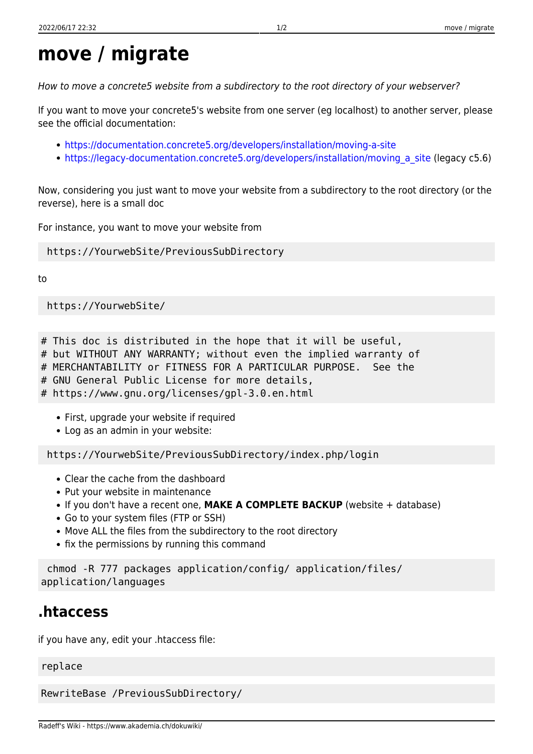# move / migrate

*How to move a concrete5 website from a subdirectory to the root directory of your webserver?*

If you want to move your concrete5's website from one server (eg localhost) to another server, please see the official documentation:

- https://documentation.concrete5.org/developers/installation/moving-a-site
- https://legacy-documentation.concrete5.org/developers/installation/moving_a_site (legacy c5.6)

Now, considering you just want to move your website from a subdirectory to the root directory (or the reverse), here is a small doc

For instance, you want to move your website from

```
https://YourwebSite/PreviousSubDirectory
```

to

```
https://YourwebSite/
```

```
# This doc is distributed in the hope that it will be useful,
# but WITHOUT ANY WARRANTY; without even the implied warranty of
# MERCHANTABILITY or FITNESS FOR A PARTICULAR PURPOSE.  See the
# GNU General Public License for more details,
# https://www.gnu.org/licenses/gpl-3.0.en.html
```

- First, upgrade your website if required
- Log as an admin in your website:

```
https://YourwebSite/PreviousSubDirectory/index.php/login
```

- Clear the cache from the dashboard
- Put your website in maintenance
- If you don't have a recent one, **MAKE A COMPLETE BACKUP** (website + database)
- Go to your system files (FTP or SSH)
- Move ALL the files from the subdirectory to the root directory
- fix the permissions by running this command

```
chmod -R 777 packages application/config/ application/files/ application/languages
```

## .htaccess

if you have any, edit your .htaccess file:

```
replace
```

```
RewriteBase /PreviousSubDirectory/
```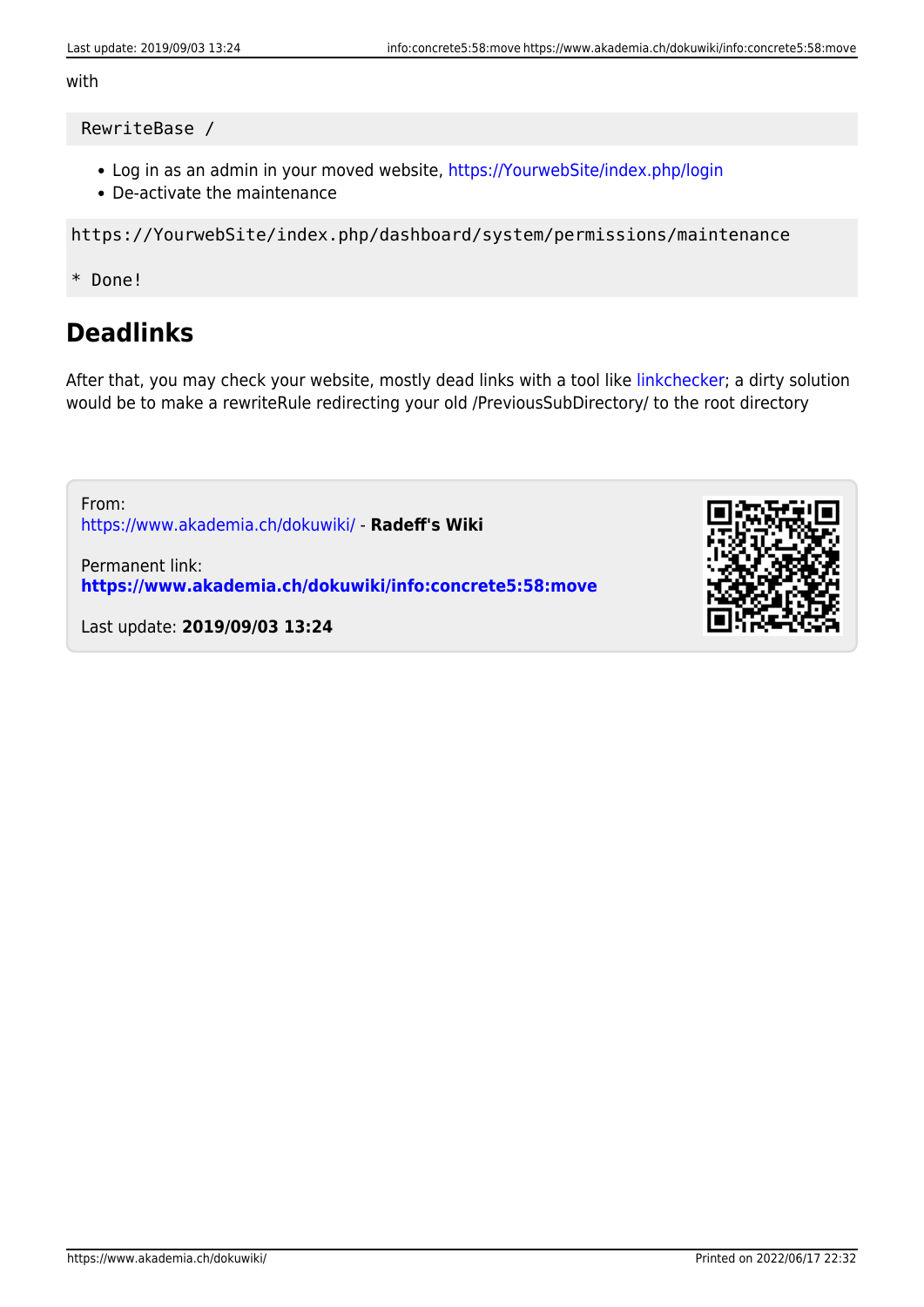with

```
RewriteBase /
```

- Log in as an admin in your moved website, https://YourwebSite/index.php/login
- De-activate the maintenance

```
https://YourwebSite/index.php/dashboard/system/permissions/maintenance

* Done!
```

## Deadlinks

After that, you may check your website, mostly dead links with a tool like linkchecker; a dirty solution would be to make a rewriteRule redirecting your old /PreviousSubDirectory/ to the root directory

From:
https://www.akademia.ch/dokuwiki/ - **Radeff's Wiki**

Permanent link:
**https://www.akademia.ch/dokuwiki/info:concrete5:58:move**

Last update: **2019/09/03 13:24**